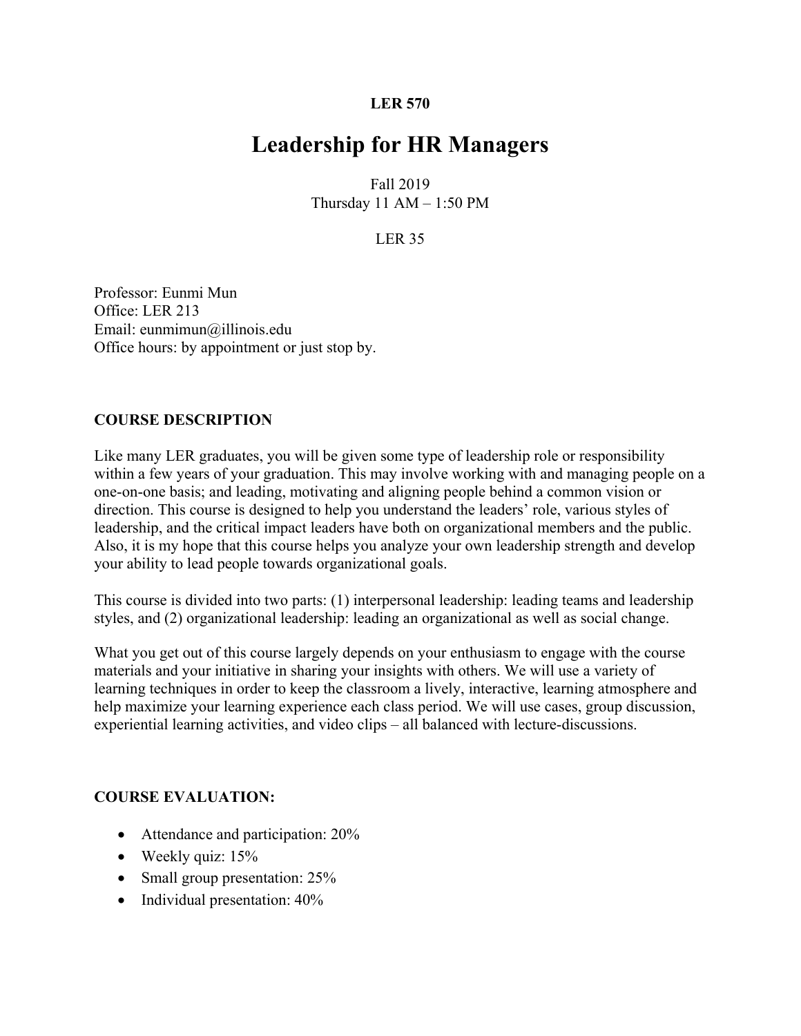**LER 570**

# Leadership for HR Managers

Fall 2019
Thursday 11 AM – 1:50 PM

LER 35

Professor: Eunmi Mun
Office: LER 213
Email: eunmimun@illinois.edu
Office hours: by appointment or just stop by.

## COURSE DESCRIPTION

Like many LER graduates, you will be given some type of leadership role or responsibility within a few years of your graduation. This may involve working with and managing people on a one-on-one basis; and leading, motivating and aligning people behind a common vision or direction. This course is designed to help you understand the leaders' role, various styles of leadership, and the critical impact leaders have both on organizational members and the public. Also, it is my hope that this course helps you analyze your own leadership strength and develop your ability to lead people towards organizational goals.

This course is divided into two parts: (1) interpersonal leadership: leading teams and leadership styles, and (2) organizational leadership: leading an organizational as well as social change.

What you get out of this course largely depends on your enthusiasm to engage with the course materials and your initiative in sharing your insights with others. We will use a variety of learning techniques in order to keep the classroom a lively, interactive, learning atmosphere and help maximize your learning experience each class period. We will use cases, group discussion, experiential learning activities, and video clips – all balanced with lecture-discussions.

## COURSE EVALUATION:

- Attendance and participation: 20%
- Weekly quiz: 15%
- Small group presentation: 25%
- Individual presentation: 40%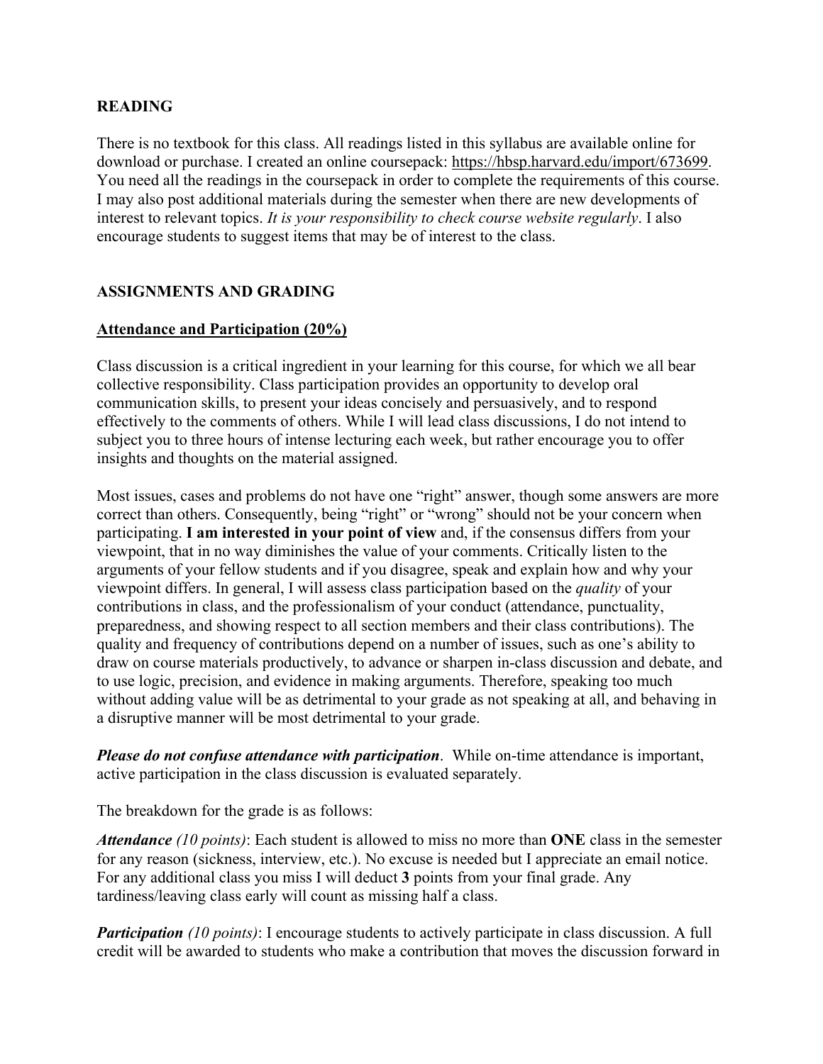## READING

There is no textbook for this class. All readings listed in this syllabus are available online for download or purchase. I created an online coursepack: https://hbsp.harvard.edu/import/673699. You need all the readings in the coursepack in order to complete the requirements of this course. I may also post additional materials during the semester when there are new developments of interest to relevant topics. *It is your responsibility to check course website regularly*. I also encourage students to suggest items that may be of interest to the class.

## ASSIGNMENTS AND GRADING

### Attendance and Participation (20%)

Class discussion is a critical ingredient in your learning for this course, for which we all bear collective responsibility. Class participation provides an opportunity to develop oral communication skills, to present your ideas concisely and persuasively, and to respond effectively to the comments of others. While I will lead class discussions, I do not intend to subject you to three hours of intense lecturing each week, but rather encourage you to offer insights and thoughts on the material assigned.

Most issues, cases and problems do not have one "right" answer, though some answers are more correct than others. Consequently, being "right" or "wrong" should not be your concern when participating. **I am interested in your point of view** and, if the consensus differs from your viewpoint, that in no way diminishes the value of your comments. Critically listen to the arguments of your fellow students and if you disagree, speak and explain how and why your viewpoint differs. In general, I will assess class participation based on the *quality* of your contributions in class, and the professionalism of your conduct (attendance, punctuality, preparedness, and showing respect to all section members and their class contributions). The quality and frequency of contributions depend on a number of issues, such as one's ability to draw on course materials productively, to advance or sharpen in-class discussion and debate, and to use logic, precision, and evidence in making arguments. Therefore, speaking too much without adding value will be as detrimental to your grade as not speaking at all, and behaving in a disruptive manner will be most detrimental to your grade.

***Please do not confuse attendance with participation***. While on-time attendance is important, active participation in the class discussion is evaluated separately.

The breakdown for the grade is as follows:

***Attendance*** *(10 points)*: Each student is allowed to miss no more than **ONE** class in the semester for any reason (sickness, interview, etc.). No excuse is needed but I appreciate an email notice. For any additional class you miss I will deduct **3** points from your final grade. Any tardiness/leaving class early will count as missing half a class.

***Participation*** *(10 points)*: I encourage students to actively participate in class discussion. A full credit will be awarded to students who make a contribution that moves the discussion forward in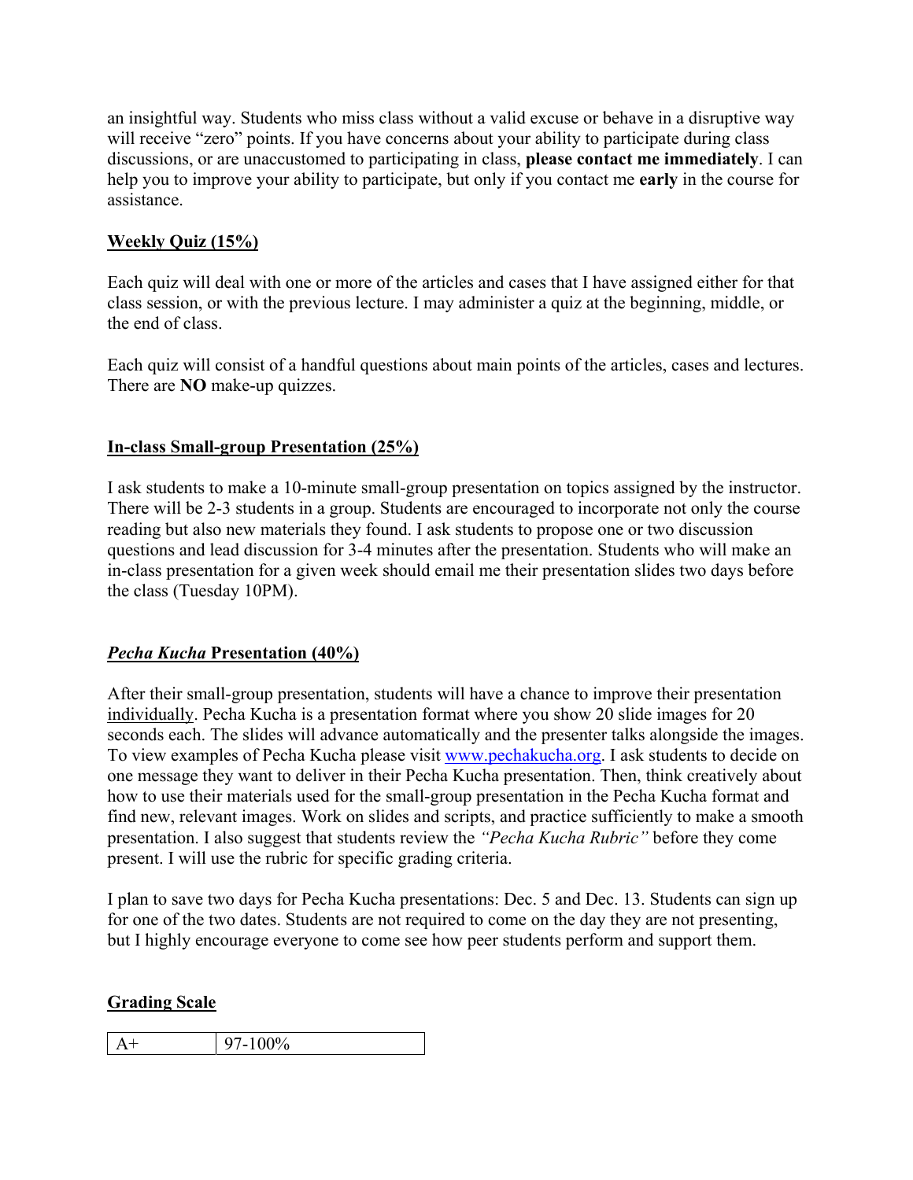an insightful way. Students who miss class without a valid excuse or behave in a disruptive way will receive "zero" points. If you have concerns about your ability to participate during class discussions, or are unaccustomed to participating in class, **please contact me immediately**. I can help you to improve your ability to participate, but only if you contact me **early** in the course for assistance.

## Weekly Quiz (15%)

Each quiz will deal with one or more of the articles and cases that I have assigned either for that class session, or with the previous lecture. I may administer a quiz at the beginning, middle, or the end of class.

Each quiz will consist of a handful questions about main points of the articles, cases and lectures. There are **NO** make-up quizzes.

## In-class Small-group Presentation (25%)

I ask students to make a 10-minute small-group presentation on topics assigned by the instructor. There will be 2-3 students in a group. Students are encouraged to incorporate not only the course reading but also new materials they found. I ask students to propose one or two discussion questions and lead discussion for 3-4 minutes after the presentation. Students who will make an in-class presentation for a given week should email me their presentation slides two days before the class (Tuesday 10PM).

## *Pecha Kucha* Presentation (40%)

After their small-group presentation, students will have a chance to improve their presentation individually. Pecha Kucha is a presentation format where you show 20 slide images for 20 seconds each. The slides will advance automatically and the presenter talks alongside the images. To view examples of Pecha Kucha please visit www.pechakucha.org. I ask students to decide on one message they want to deliver in their Pecha Kucha presentation. Then, think creatively about how to use their materials used for the small-group presentation in the Pecha Kucha format and find new, relevant images. Work on slides and scripts, and practice sufficiently to make a smooth presentation. I also suggest that students review the *"Pecha Kucha Rubric"* before they come present. I will use the rubric for specific grading criteria.

I plan to save two days for Pecha Kucha presentations: Dec. 5 and Dec. 13. Students can sign up for one of the two dates. Students are not required to come on the day they are not presenting, but I highly encourage everyone to come see how peer students perform and support them.

## Grading Scale

| A+ | 97-100% |
|---|---|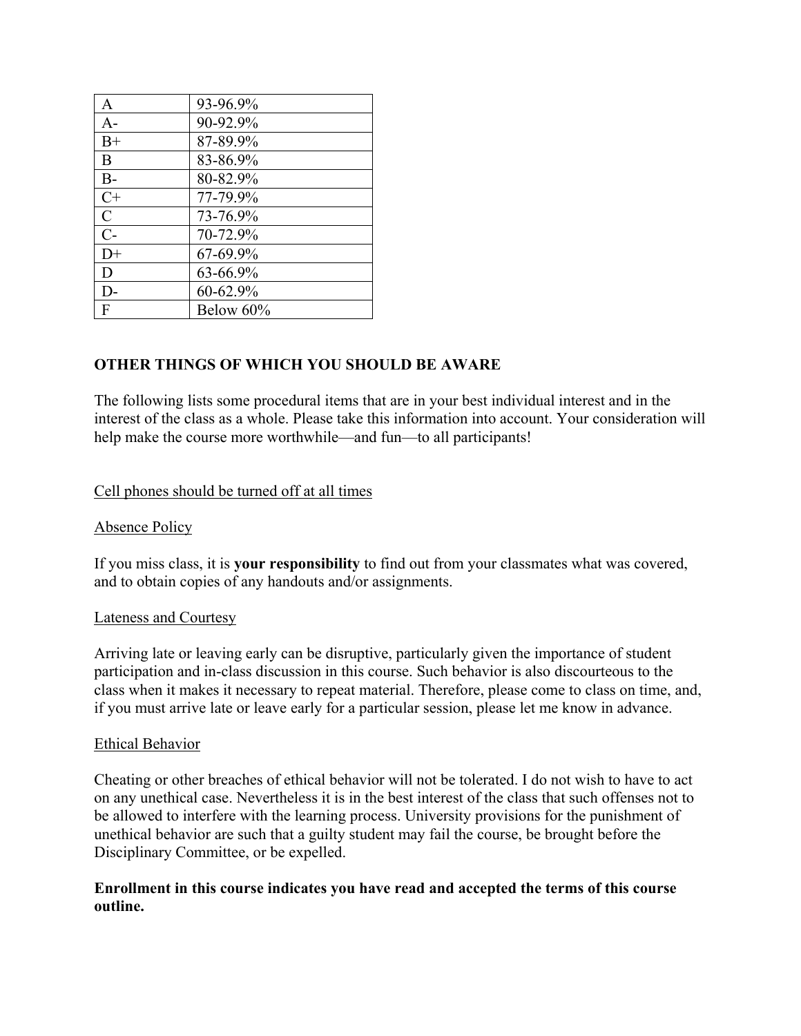| | |
|---|---|
| A | 93-96.9% |
| A- | 90-92.9% |
| B+ | 87-89.9% |
| B | 83-86.9% |
| B- | 80-82.9% |
| C+ | 77-79.9% |
| C | 73-76.9% |
| C- | 70-72.9% |
| D+ | 67-69.9% |
| D | 63-66.9% |
| D- | 60-62.9% |
| F | Below 60% |

## OTHER THINGS OF WHICH YOU SHOULD BE AWARE

The following lists some procedural items that are in your best individual interest and in the interest of the class as a whole. Please take this information into account. Your consideration will help make the course more worthwhile—and fun—to all participants!

<u>Cell phones should be turned off at all times</u>

<u>Absence Policy</u>

If you miss class, it is **your responsibility** to find out from your classmates what was covered, and to obtain copies of any handouts and/or assignments.

<u>Lateness and Courtesy</u>

Arriving late or leaving early can be disruptive, particularly given the importance of student participation and in-class discussion in this course. Such behavior is also discourteous to the class when it makes it necessary to repeat material. Therefore, please come to class on time, and, if you must arrive late or leave early for a particular session, please let me know in advance.

<u>Ethical Behavior</u>

Cheating or other breaches of ethical behavior will not be tolerated. I do not wish to have to act on any unethical case. Nevertheless it is in the best interest of the class that such offenses not to be allowed to interfere with the learning process. University provisions for the punishment of unethical behavior are such that a guilty student may fail the course, be brought before the Disciplinary Committee, or be expelled.

**Enrollment in this course indicates you have read and accepted the terms of this course outline.**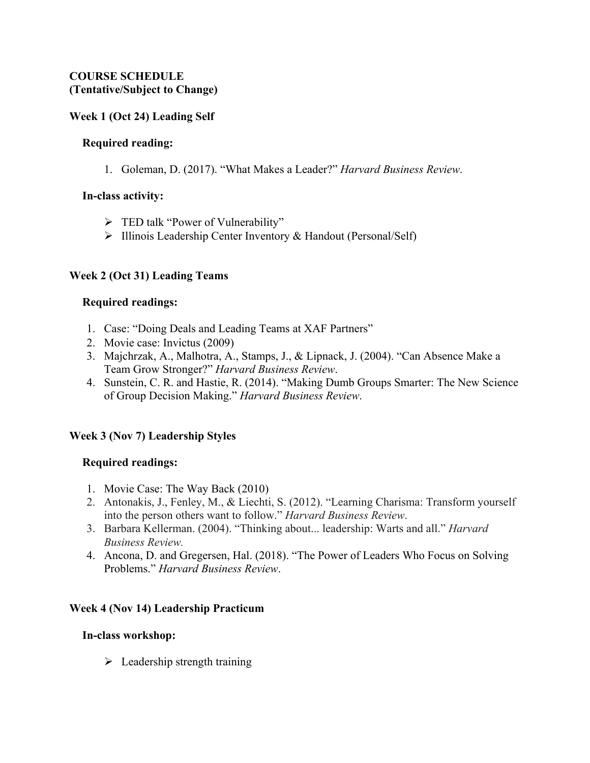**COURSE SCHEDULE**
**(Tentative/Subject to Change)**

**Week 1 (Oct 24) Leading Self**

**Required reading:**

1. Goleman, D. (2017). "What Makes a Leader?" *Harvard Business Review*.

**In-class activity:**

- TED talk "Power of Vulnerability"
- Illinois Leadership Center Inventory & Handout (Personal/Self)

**Week 2 (Oct 31) Leading Teams**

**Required readings:**

1. Case: "Doing Deals and Leading Teams at XAF Partners"
2. Movie case: Invictus (2009)
3. Majchrzak, A., Malhotra, A., Stamps, J., & Lipnack, J. (2004). "Can Absence Make a Team Grow Stronger?" *Harvard Business Review*.
4. Sunstein, C. R. and Hastie, R. (2014). "Making Dumb Groups Smarter: The New Science of Group Decision Making." *Harvard Business Review*.

**Week 3 (Nov 7) Leadership Styles**

**Required readings:**

1. Movie Case: The Way Back (2010)
2. Antonakis, J., Fenley, M., & Liechti, S. (2012). "Learning Charisma: Transform yourself into the person others want to follow." *Harvard Business Review*.
3. Barbara Kellerman. (2004). "Thinking about... leadership: Warts and all." *Harvard Business Review.*
4. Ancona, D. and Gregersen, Hal. (2018). "The Power of Leaders Who Focus on Solving Problems." *Harvard Business Review*.

**Week 4 (Nov 14) Leadership Practicum**

**In-class workshop:**

- Leadership strength training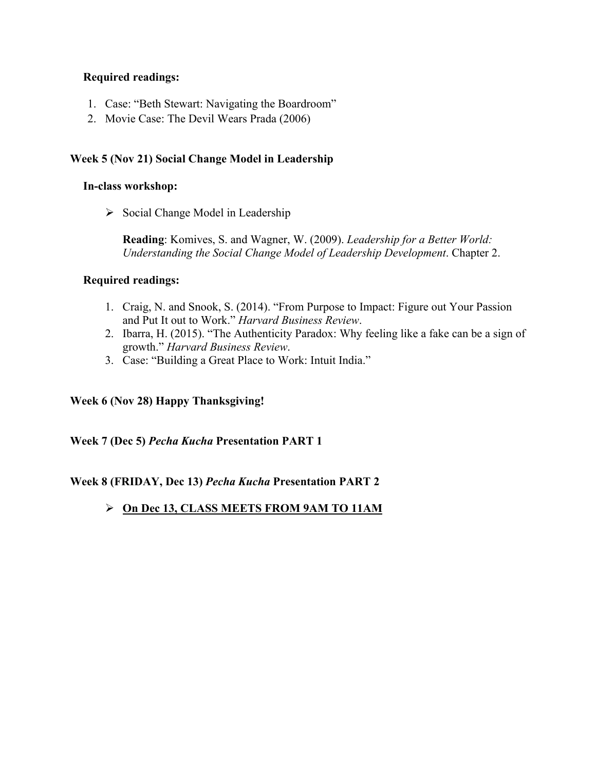**Required readings:**

1. Case: "Beth Stewart: Navigating the Boardroom"
2. Movie Case: The Devil Wears Prada (2006)

### Week 5 (Nov 21) Social Change Model in Leadership

**In-class workshop:**

- Social Change Model in Leadership

  **Reading**: Komives, S. and Wagner, W. (2009). *Leadership for a Better World: Understanding the Social Change Model of Leadership Development*. Chapter 2.

**Required readings:**

1. Craig, N. and Snook, S. (2014). "From Purpose to Impact: Figure out Your Passion and Put It out to Work." *Harvard Business Review*.
2. Ibarra, H. (2015). "The Authenticity Paradox: Why feeling like a fake can be a sign of growth." *Harvard Business Review*.
3. Case: "Building a Great Place to Work: Intuit India."

### Week 6 (Nov 28) Happy Thanksgiving!

### Week 7 (Dec 5) *Pecha Kucha* Presentation PART 1

### Week 8 (FRIDAY, Dec 13) *Pecha Kucha* Presentation PART 2

- <u>**On Dec 13, CLASS MEETS FROM 9AM TO 11AM**</u>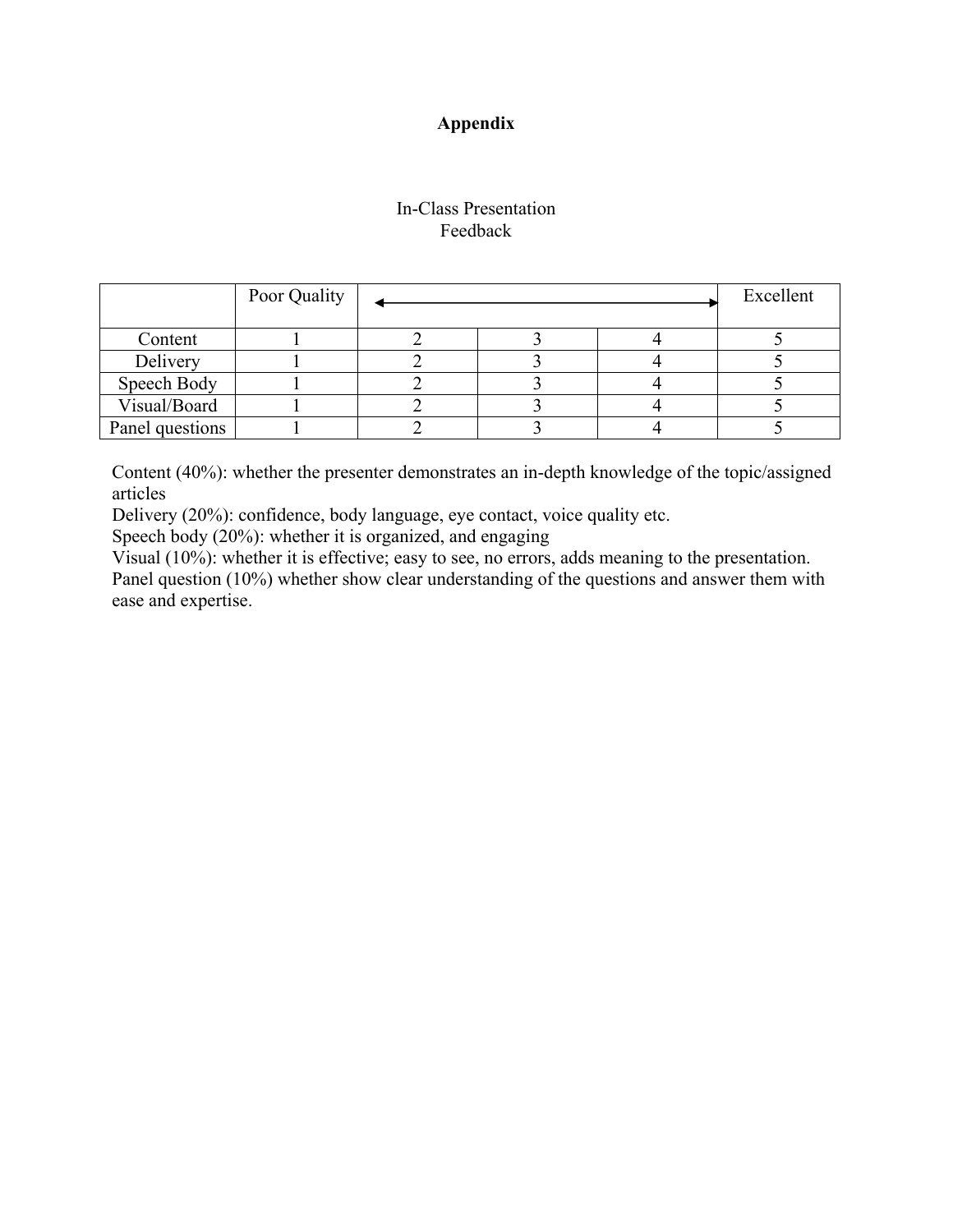# Appendix

In-Class Presentation
Feedback

| | Poor Quality | ← | | → | Excellent |
|---|---|---|---|---|---|
| Content | 1 | 2 | 3 | 4 | 5 |
| Delivery | 1 | 2 | 3 | 4 | 5 |
| Speech Body | 1 | 2 | 3 | 4 | 5 |
| Visual/Board | 1 | 2 | 3 | 4 | 5 |
| Panel questions | 1 | 2 | 3 | 4 | 5 |

Content (40%): whether the presenter demonstrates an in-depth knowledge of the topic/assigned articles
Delivery (20%): confidence, body language, eye contact, voice quality etc.
Speech body (20%): whether it is organized, and engaging
Visual (10%): whether it is effective; easy to see, no errors, adds meaning to the presentation.
Panel question (10%) whether show clear understanding of the questions and answer them with ease and expertise.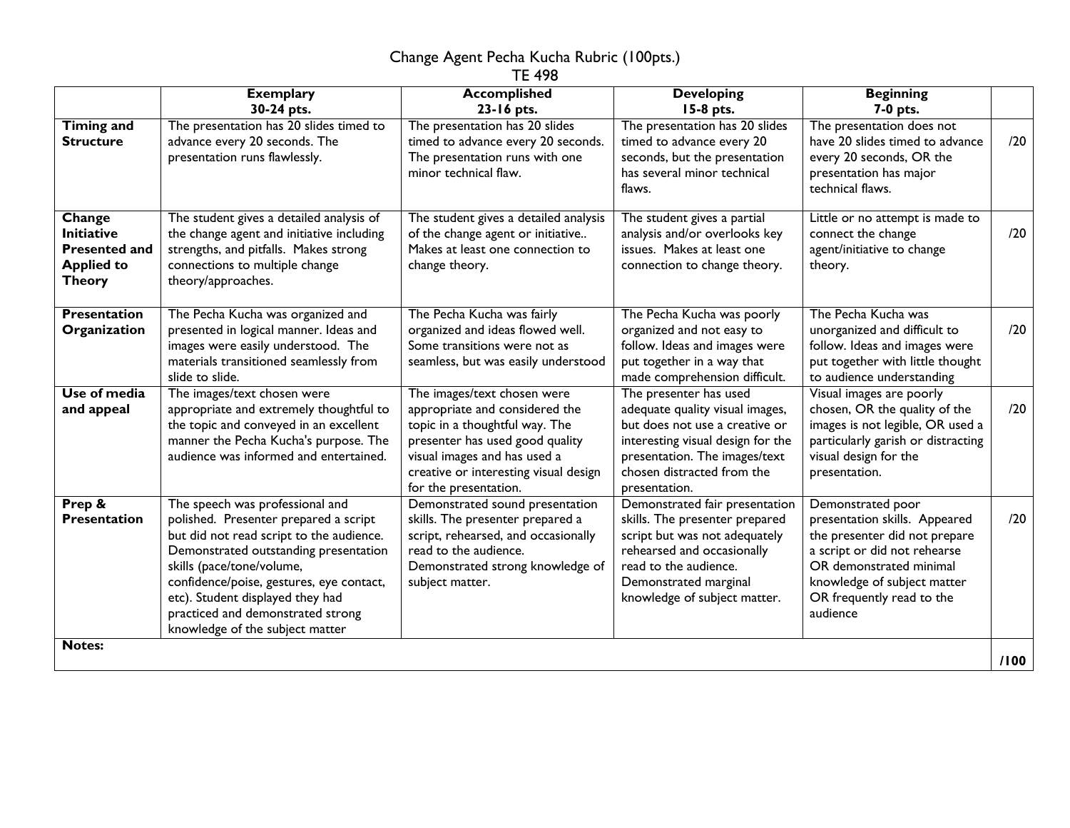# Change Agent Pecha Kucha Rubric (100pts.)

## TE 498

| | Exemplary<br>30-24 pts. | Accomplished<br>23-16 pts. | Developing<br>15-8 pts. | Beginning<br>7-0 pts. | |
|---|---|---|---|---|---|
| **Timing and Structure** | The presentation has 20 slides timed to advance every 20 seconds. The presentation runs flawlessly. | The presentation has 20 slides timed to advance every 20 seconds. The presentation runs with one minor technical flaw. | The presentation has 20 slides timed to advance every 20 seconds, but the presentation has several minor technical flaws. | The presentation does not have 20 slides timed to advance every 20 seconds, OR the presentation has major technical flaws. | /20 |
| **Change Initiative Presented and Applied to Theory** | The student gives a detailed analysis of the change agent and initiative including strengths, and pitfalls. Makes strong connections to multiple change theory/approaches. | The student gives a detailed analysis of the change agent or initiative.. Makes at least one connection to change theory. | The student gives a partial analysis and/or overlooks key issues. Makes at least one connection to change theory. | Little or no attempt is made to connect the change agent/initiative to change theory. | /20 |
| **Presentation Organization** | The Pecha Kucha was organized and presented in logical manner. Ideas and images were easily understood. The materials transitioned seamlessly from slide to slide. | The Pecha Kucha was fairly organized and ideas flowed well. Some transitions were not as seamless, but was easily understood | The Pecha Kucha was poorly organized and not easy to follow. Ideas and images were put together in a way that made comprehension difficult. | The Pecha Kucha was unorganized and difficult to follow. Ideas and images were put together with little thought to audience understanding | /20 |
| **Use of media and appeal** | The images/text chosen were appropriate and extremely thoughtful to the topic and conveyed in an excellent manner the Pecha Kucha's purpose. The audience was informed and entertained. | The images/text chosen were appropriate and considered the topic in a thoughtful way. The presenter has used good quality visual images and has used a creative or interesting visual design for the presentation. | The presenter has used adequate quality visual images, but does not use a creative or interesting visual design for the presentation. The images/text chosen distracted from the presentation. | Visual images are poorly chosen, OR the quality of the images is not legible, OR used a particularly garish or distracting visual design for the presentation. | /20 |
| **Prep & Presentation** | The speech was professional and polished. Presenter prepared a script but did not read script to the audience. Demonstrated outstanding presentation skills (pace/tone/volume, confidence/poise, gestures, eye contact, etc). Student displayed they had practiced and demonstrated strong knowledge of the subject matter | Demonstrated sound presentation skills. The presenter prepared a script, rehearsed, and occasionally read to the audience. Demonstrated strong knowledge of subject matter. | Demonstrated fair presentation skills. The presenter prepared script but was not adequately rehearsed and occasionally read to the audience. Demonstrated marginal knowledge of subject matter. | Demonstrated poor presentation skills. Appeared the presenter did not prepare a script or did not rehearse OR demonstrated minimal knowledge of subject matter OR frequently read to the audience | /20 |
| **Notes:** | | | | | **/100** |